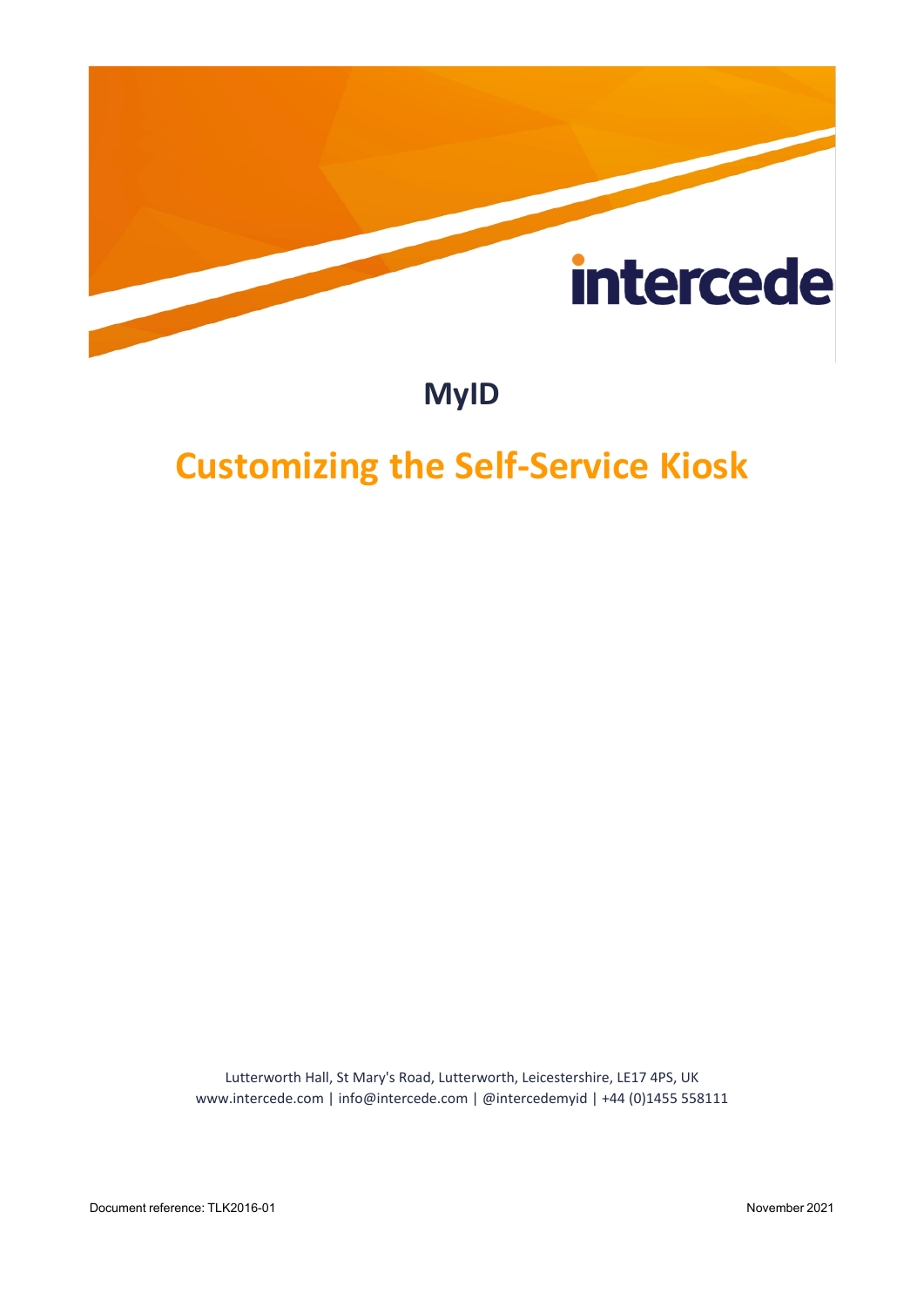# MyID

# Customizing the Self-Service Kiosk

Lutterworth Hall, St Mary's Road, Lutterworth, Leicestershire, LE17 4PS, UK
www.intercede.com | info@intercede.com | @intercedemyid | +44 (0)1455 558111

Document reference: TLK2016-01

November 2021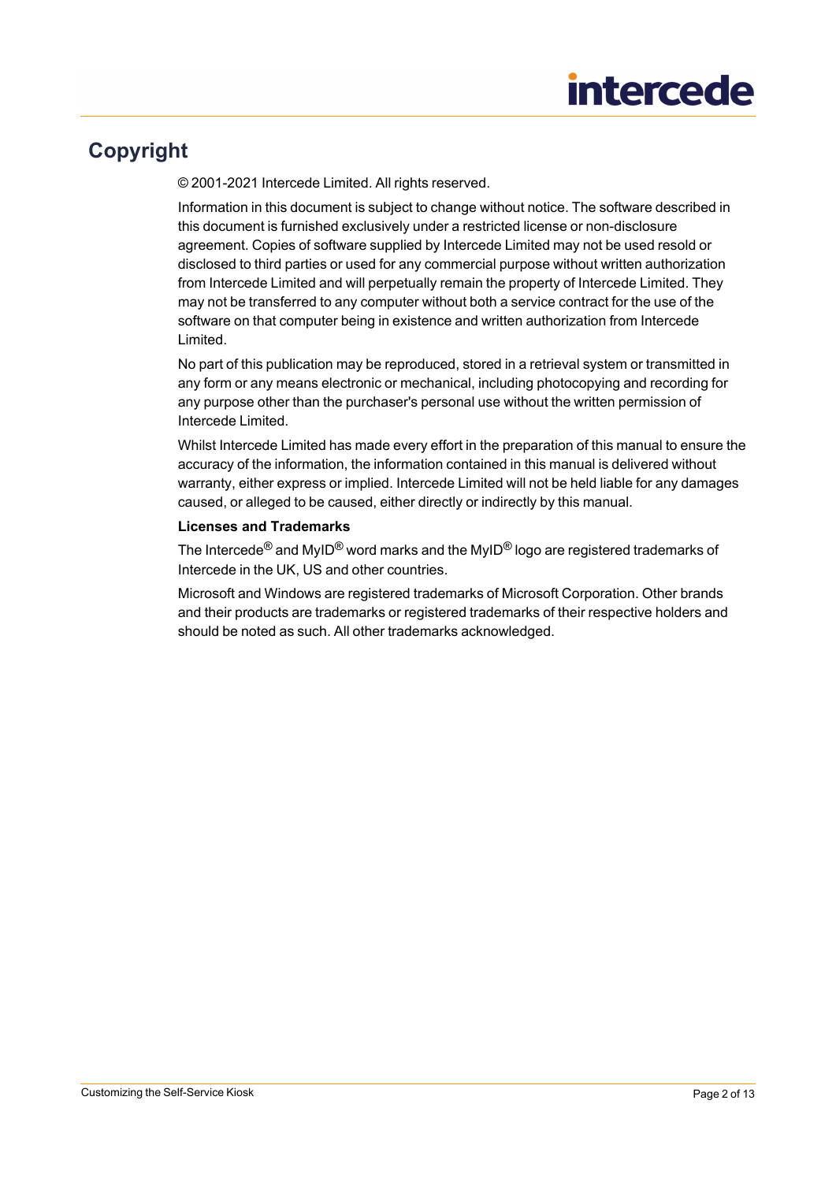# Copyright

© 2001-2021 Intercede Limited. All rights reserved.

Information in this document is subject to change without notice. The software described in this document is furnished exclusively under a restricted license or non-disclosure agreement. Copies of software supplied by Intercede Limited may not be used resold or disclosed to third parties or used for any commercial purpose without written authorization from Intercede Limited and will perpetually remain the property of Intercede Limited. They may not be transferred to any computer without both a service contract for the use of the software on that computer being in existence and written authorization from Intercede Limited.

No part of this publication may be reproduced, stored in a retrieval system or transmitted in any form or any means electronic or mechanical, including photocopying and recording for any purpose other than the purchaser's personal use without the written permission of Intercede Limited.

Whilst Intercede Limited has made every effort in the preparation of this manual to ensure the accuracy of the information, the information contained in this manual is delivered without warranty, either express or implied. Intercede Limited will not be held liable for any damages caused, or alleged to be caused, either directly or indirectly by this manual.

**Licenses and Trademarks**

The Intercede® and MyID® word marks and the MyID® logo are registered trademarks of Intercede in the UK, US and other countries.

Microsoft and Windows are registered trademarks of Microsoft Corporation. Other brands and their products are trademarks or registered trademarks of their respective holders and should be noted as such. All other trademarks acknowledged.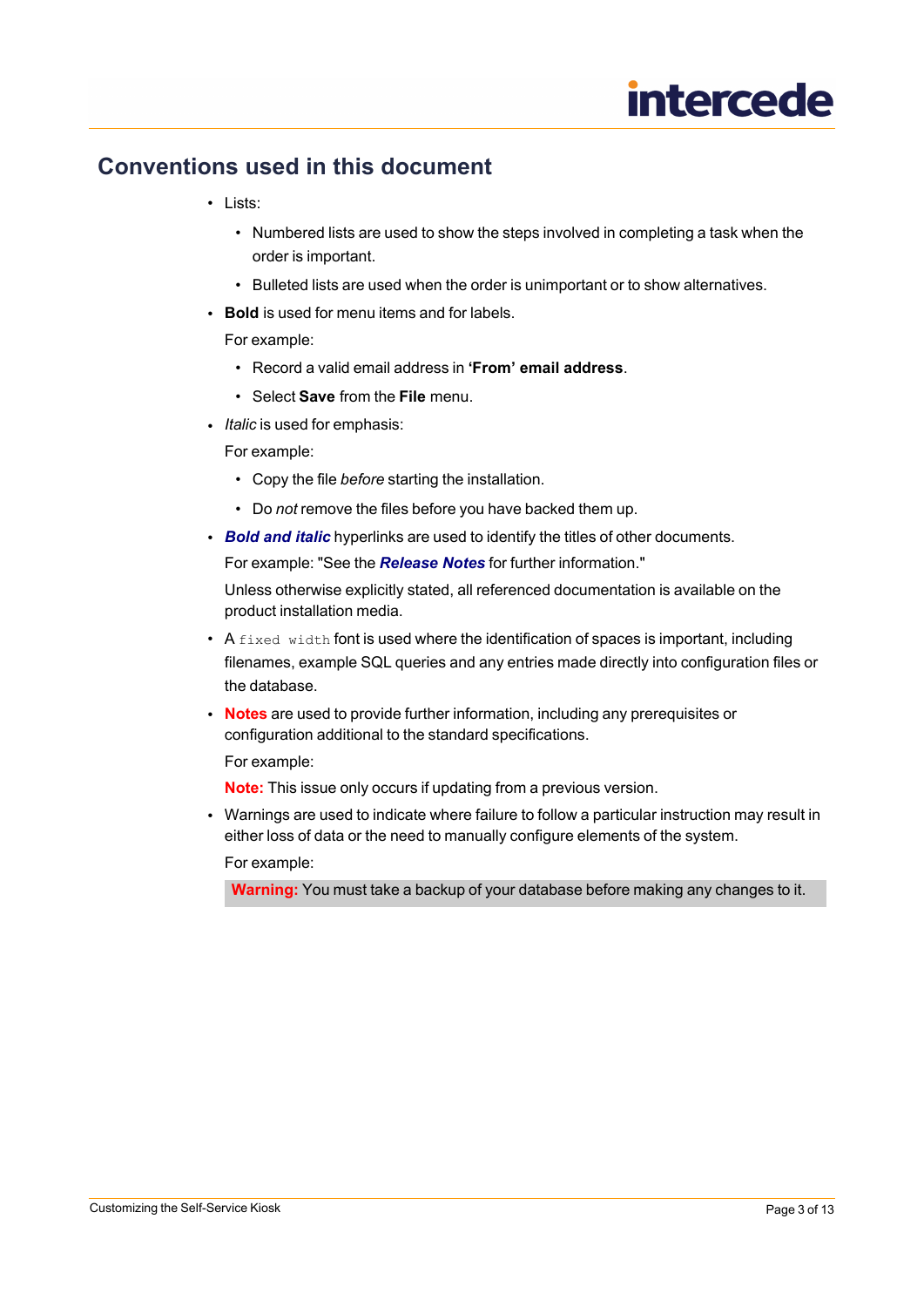## Conventions used in this document

- Lists:
  - Numbered lists are used to show the steps involved in completing a task when the order is important.
  - Bulleted lists are used when the order is unimportant or to show alternatives.
- **Bold** is used for menu items and for labels.

  For example:
  - Record a valid email address in **'From' email address**.
  - Select **Save** from the **File** menu.
- *Italic* is used for emphasis:

  For example:
  - Copy the file *before* starting the installation.
  - Do *not* remove the files before you have backed them up.
- ***Bold and italic*** hyperlinks are used to identify the titles of other documents.

  For example: "See the ***Release Notes*** for further information."

  Unless otherwise explicitly stated, all referenced documentation is available on the product installation media.
- A `fixed width` font is used where the identification of spaces is important, including filenames, example SQL queries and any entries made directly into configuration files or the database.
- **Notes** are used to provide further information, including any prerequisites or configuration additional to the standard specifications.

  For example:

  **Note:** This issue only occurs if updating from a previous version.
- Warnings are used to indicate where failure to follow a particular instruction may result in either loss of data or the need to manually configure elements of the system.

  For example:

  **Warning:** You must take a backup of your database before making any changes to it.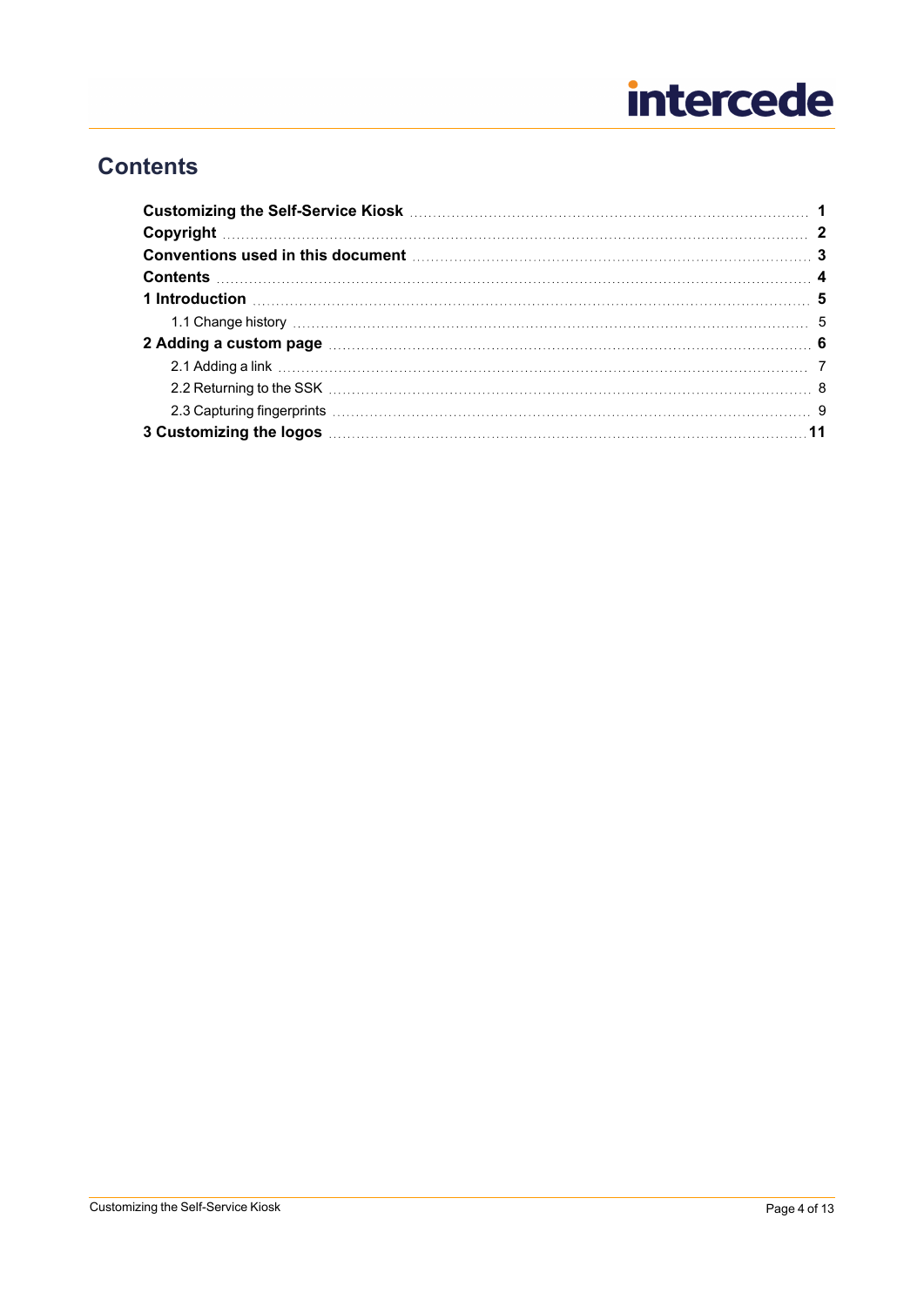# Contents

- **Customizing the Self-Service Kiosk** ... **1**
- **Copyright** ... **2**
- **Conventions used in this document** ... **3**
- **Contents** ... **4**
- **1 Introduction** ... **5**
  - 1.1 Change history ... 5
- **2 Adding a custom page** ... **6**
  - 2.1 Adding a link ... 7
  - 2.2 Returning to the SSK ... 8
  - 2.3 Capturing fingerprints ... 9
- **3 Customizing the logos** ... **11**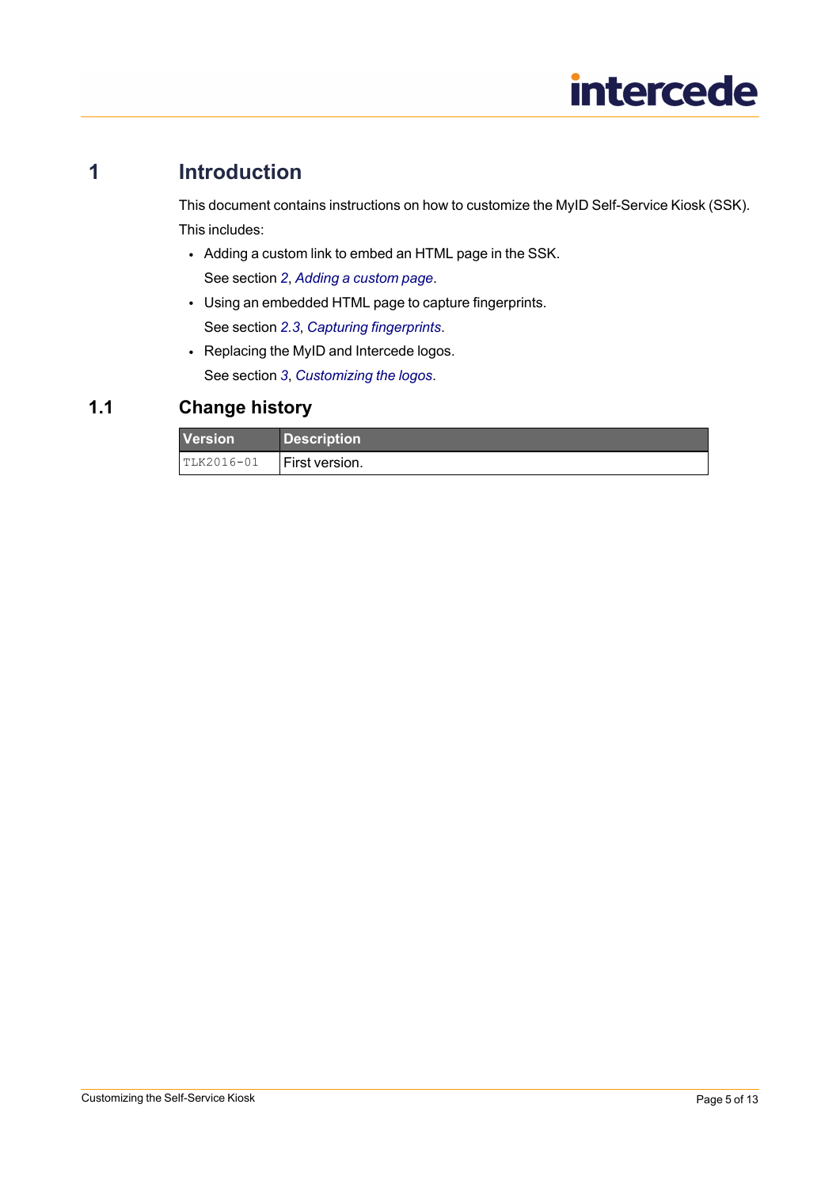# 1 Introduction

This document contains instructions on how to customize the MyID Self-Service Kiosk (SSK).

This includes:

- Adding a custom link to embed an HTML page in the SSK.
  See section *2*, *Adding a custom page*.
- Using an embedded HTML page to capture fingerprints.
  See section *2.3*, *Capturing fingerprints*.
- Replacing the MyID and Intercede logos.
  See section *3*, *Customizing the logos*.

## 1.1 Change history

| Version | Description |
|---|---|
| TLK2016-01 | First version. |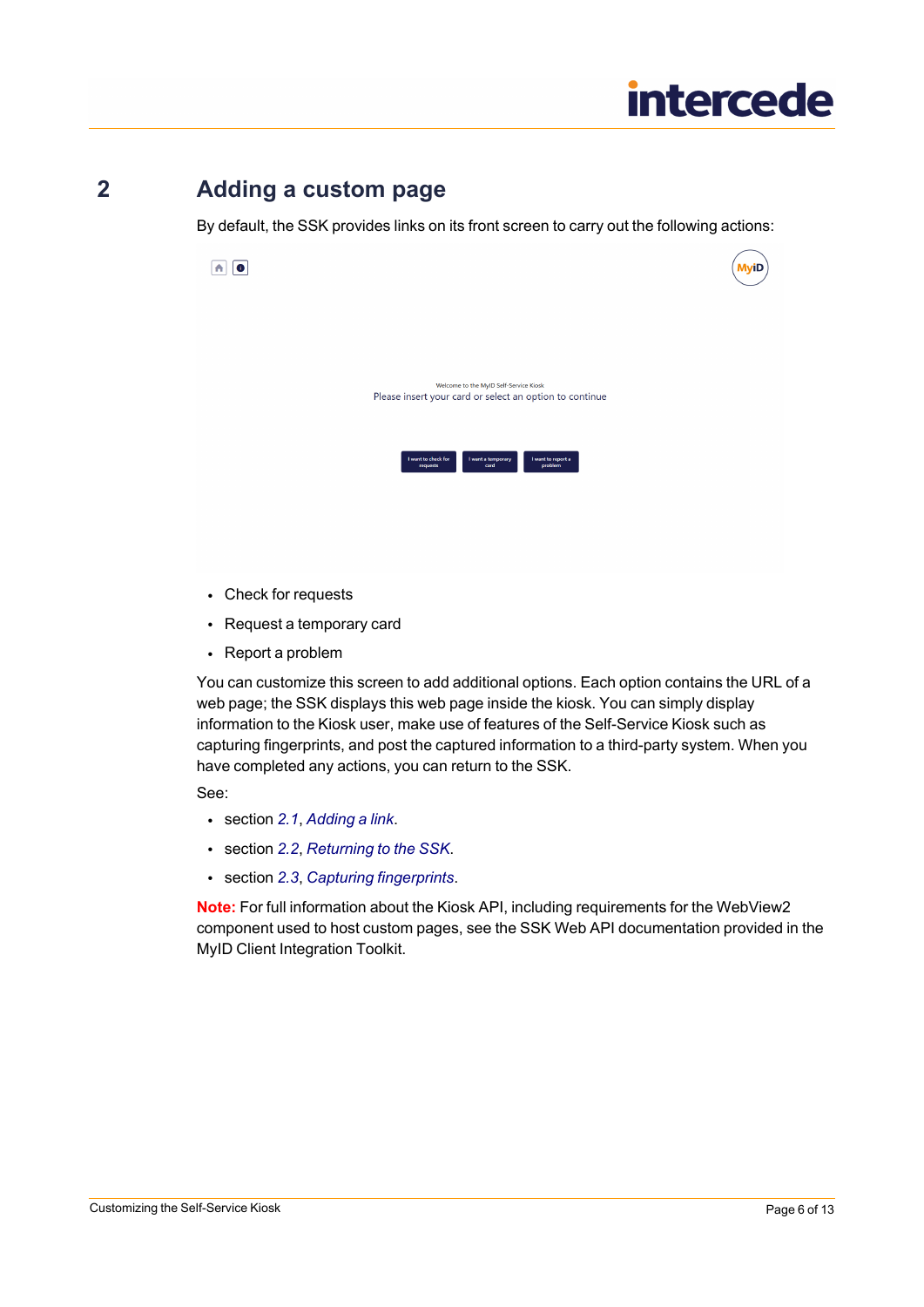# 2 Adding a custom page

By default, the SSK provides links on its front screen to carry out the following actions:

- Check for requests
- Request a temporary card
- Report a problem

You can customize this screen to add additional options. Each option contains the URL of a web page; the SSK displays this web page inside the kiosk. You can simply display information to the Kiosk user, make use of features of the Self-Service Kiosk such as capturing fingerprints, and post the captured information to a third-party system. When you have completed any actions, you can return to the SSK.

See:

- section *2.1*, *Adding a link*.
- section *2.2*, *Returning to the SSK*.
- section *2.3*, *Capturing fingerprints*.

**Note:** For full information about the Kiosk API, including requirements for the WebView2 component used to host custom pages, see the SSK Web API documentation provided in the MyID Client Integration Toolkit.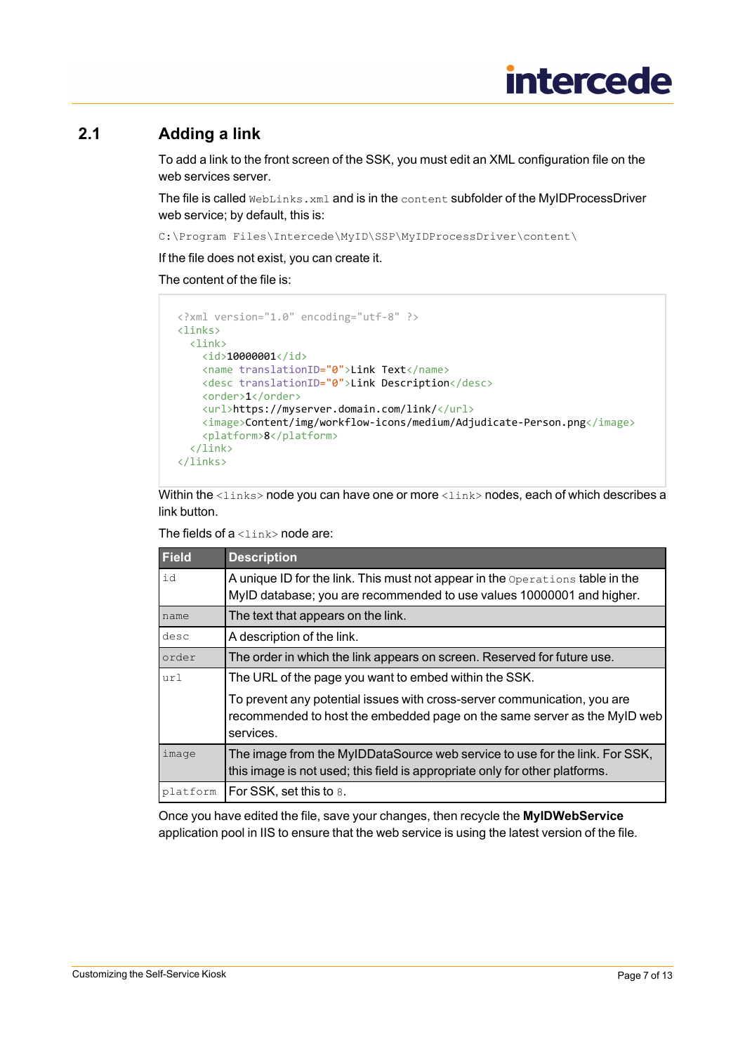## 2.1 Adding a link

To add a link to the front screen of the SSK, you must edit an XML configuration file on the web services server.

The file is called `WebLinks.xml` and is in the `content` subfolder of the MyIDProcessDriver web service; by default, this is:

`C:\Program Files\Intercede\MyID\SSP\MyIDProcessDriver\content\`

If the file does not exist, you can create it.

The content of the file is:

```
<?xml version="1.0" encoding="utf-8" ?>
<links>
  <link>
    <id>10000001</id>
    <name translationID="0">Link Text</name>
    <desc translationID="0">Link Description</desc>
    <order>1</order>
    <url>https://myserver.domain.com/link/</url>
    <image>Content/img/workflow-icons/medium/Adjudicate-Person.png</image>
    <platform>8</platform>
  </link>
</links>
```

Within the `<links>` node you can have one or more `<link>` nodes, each of which describes a link button.

The fields of a `<link>` node are:

| Field | Description |
|---|---|
| `id` | A unique ID for the link. This must not appear in the `Operations` table in the MyID database; you are recommended to use values 10000001 and higher. |
| `name` | The text that appears on the link. |
| `desc` | A description of the link. |
| `order` | The order in which the link appears on screen. Reserved for future use. |
| `url` | The URL of the page you want to embed within the SSK.<br><br>To prevent any potential issues with cross-server communication, you are recommended to host the embedded page on the same server as the MyID web services. |
| `image` | The image from the MyIDDataSource web service to use for the link. For SSK, this image is not used; this field is appropriate only for other platforms. |
| `platform` | For SSK, set this to `8`. |

Once you have edited the file, save your changes, then recycle the **MyIDWebService** application pool in IIS to ensure that the web service is using the latest version of the file.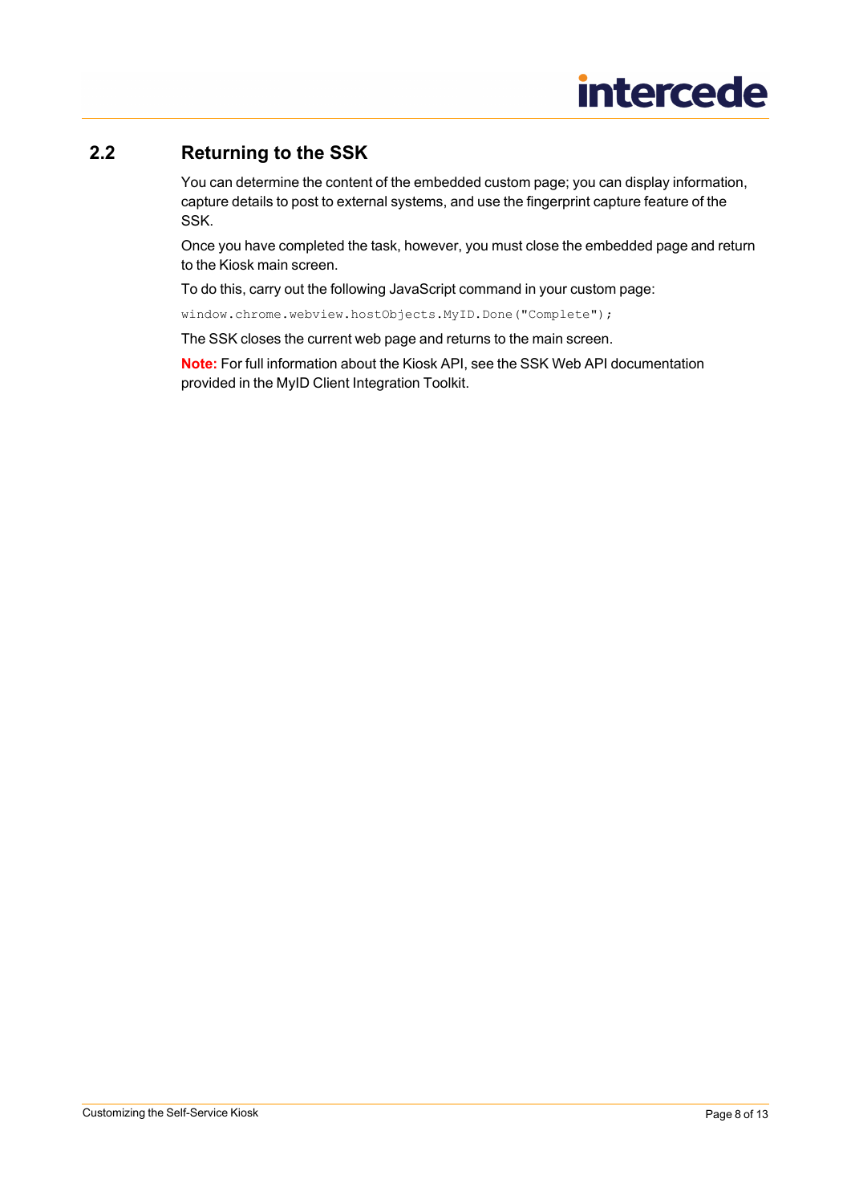## 2.2 Returning to the SSK

You can determine the content of the embedded custom page; you can display information, capture details to post to external systems, and use the fingerprint capture feature of the SSK.

Once you have completed the task, however, you must close the embedded page and return to the Kiosk main screen.

To do this, carry out the following JavaScript command in your custom page:

```
window.chrome.webview.hostObjects.MyID.Done("Complete");
```

The SSK closes the current web page and returns to the main screen.

**Note:** For full information about the Kiosk API, see the SSK Web API documentation provided in the MyID Client Integration Toolkit.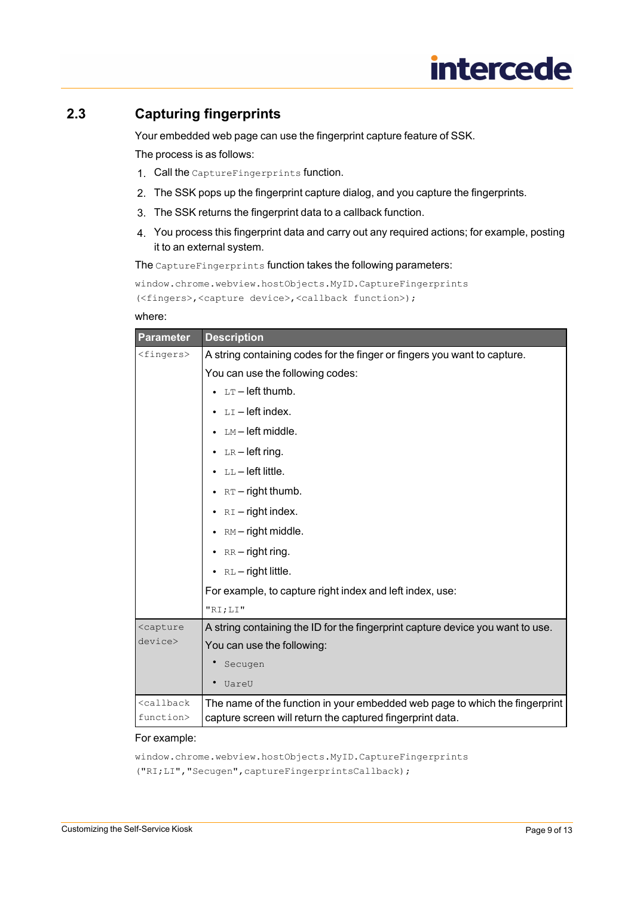## 2.3 Capturing fingerprints

Your embedded web page can use the fingerprint capture feature of SSK.

The process is as follows:

1. Call the `CaptureFingerprints` function.
2. The SSK pops up the fingerprint capture dialog, and you capture the fingerprints.
3. The SSK returns the fingerprint data to a callback function.
4. You process this fingerprint data and carry out any required actions; for example, posting it to an external system.

The `CaptureFingerprints` function takes the following parameters:

```
window.chrome.webview.hostObjects.MyID.CaptureFingerprints
(<fingers>,<capture device>,<callback function>);
```

where:

| Parameter | Description |
|---|---|
| `<fingers>` | A string containing codes for the finger or fingers you want to capture.<br>You can use the following codes:<br>• `LT` – left thumb.<br>• `LI` – left index.<br>• `LM` – left middle.<br>• `LR` – left ring.<br>• `LL` – left little.<br>• `RT` – right thumb.<br>• `RI` – right index.<br>• `RM` – right middle.<br>• `RR` – right ring.<br>• `RL` – right little.<br>For example, to capture right index and left index, use:<br>`"RI;LI"` |
| `<capture device>` | A string containing the ID for the fingerprint capture device you want to use.<br>You can use the following:<br>• `Secugen`<br>• `UareU` |
| `<callback function>` | The name of the function in your embedded web page to which the fingerprint capture screen will return the captured fingerprint data. |

For example:

```
window.chrome.webview.hostObjects.MyID.CaptureFingerprints
("RI;LI","Secugen",captureFingerprintsCallback);
```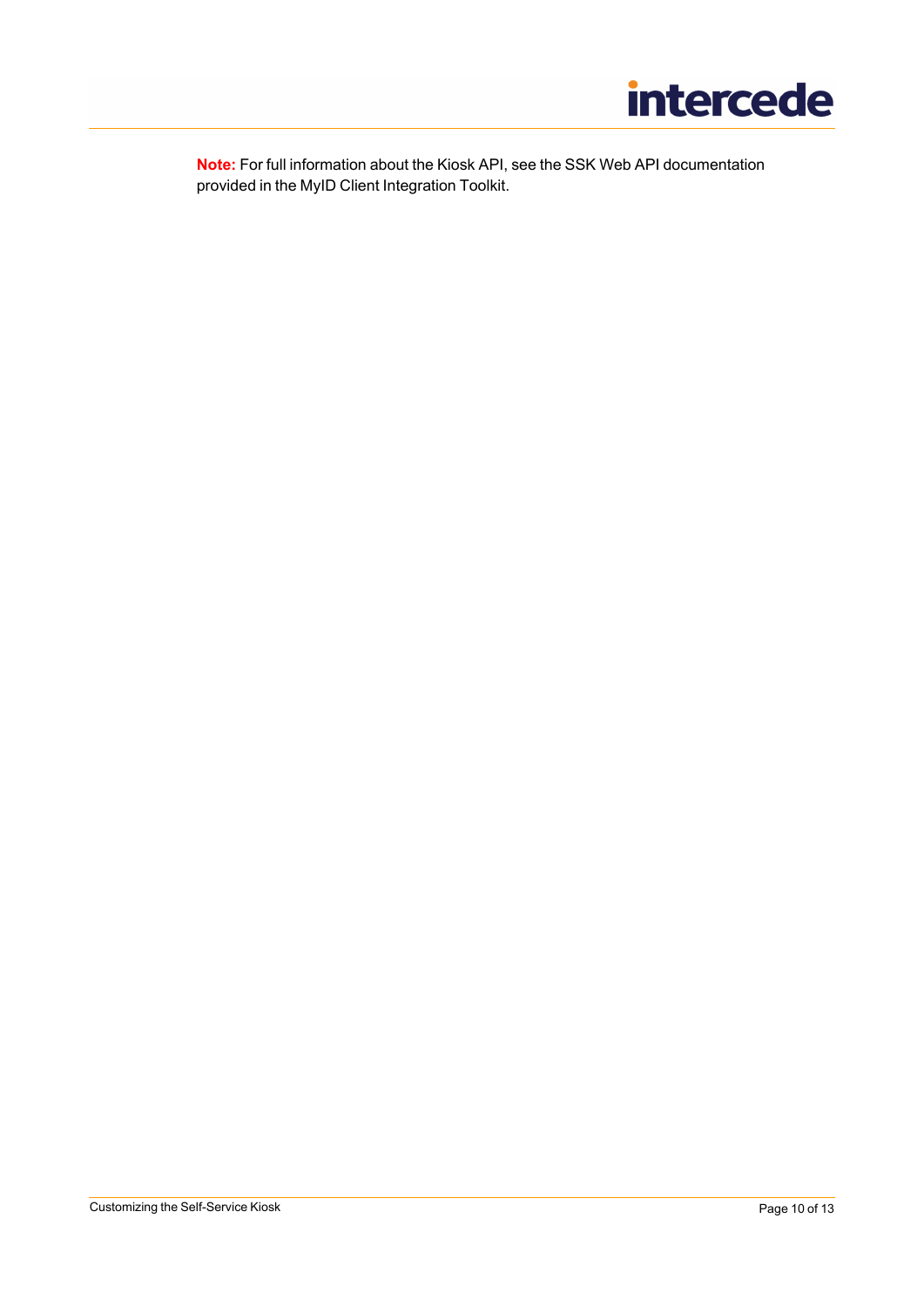**Note:** For full information about the Kiosk API, see the SSK Web API documentation provided in the MyID Client Integration Toolkit.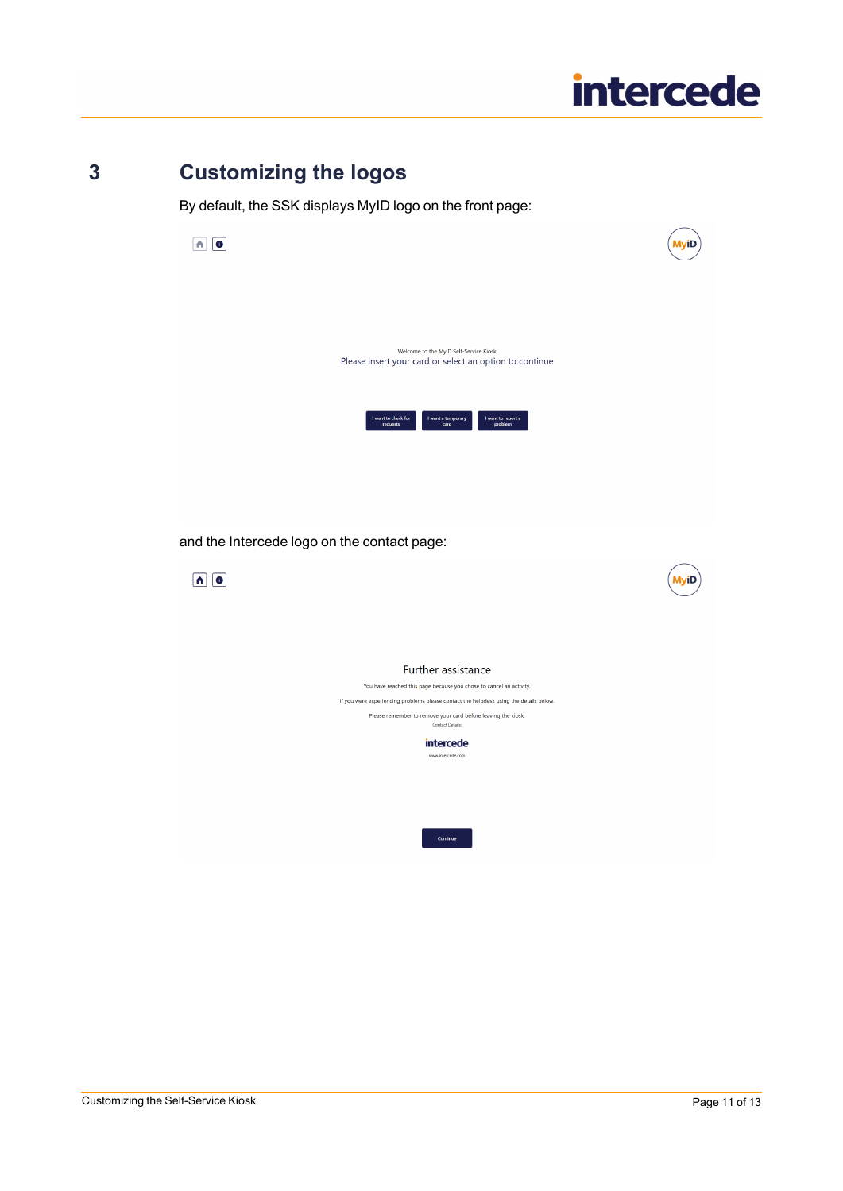# 3 Customizing the logos

By default, the SSK displays MyID logo on the front page:

and the Intercede logo on the contact page: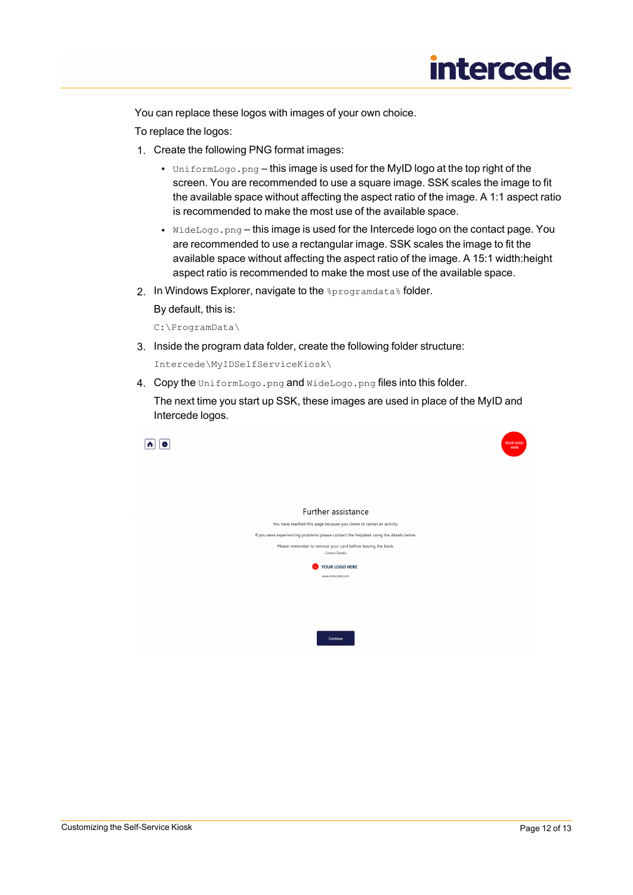You can replace these logos with images of your own choice.

To replace the logos:

1. Create the following PNG format images:
   - `UniformLogo.png` – this image is used for the MyID logo at the top right of the screen. You are recommended to use a square image. SSK scales the image to fit the available space without affecting the aspect ratio of the image. A 1:1 aspect ratio is recommended to make the most use of the available space.
   - `WideLogo.png` – this image is used for the Intercede logo on the contact page. You are recommended to use a rectangular image. SSK scales the image to fit the available space without affecting the aspect ratio of the image. A 15:1 width:height aspect ratio is recommended to make the most use of the available space.
2. In Windows Explorer, navigate to the `%programdata%` folder.

   By default, this is:

   `C:\ProgramData\`
3. Inside the program data folder, create the following folder structure:

   `Intercede\MyIDSelfServiceKiosk\`
4. Copy the `UniformLogo.png` and `WideLogo.png` files into this folder.

   The next time you start up SSK, these images are used in place of the MyID and Intercede logos.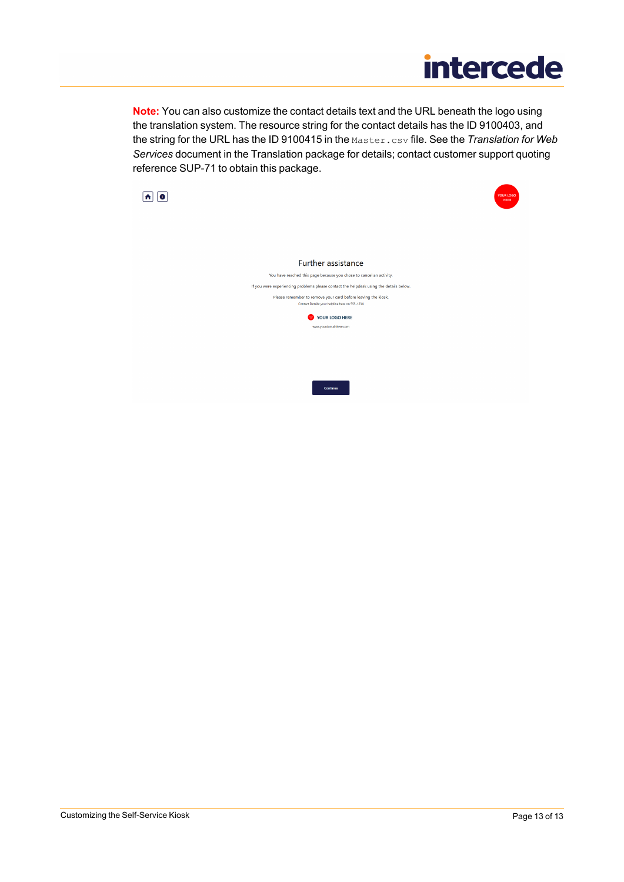**Note:** You can also customize the contact details text and the URL beneath the logo using the translation system. The resource string for the contact details has the ID 9100403, and the string for the URL has the ID 9100415 in the `Master.csv` file. See the *Translation for Web Services* document in the Translation package for details; contact customer support quoting reference SUP-71 to obtain this package.

YOUR LOGO HERE

Further assistance

You have reached this page because you chose to cancel an activity.

If you were experiencing problems please contact the helpdesk using the details below.

Please remember to remove your card before leaving the kiosk.

Contact Details: your helpline here on 555-1234

YOUR LOGO HERE

www.yourdomainhere.com

Continue